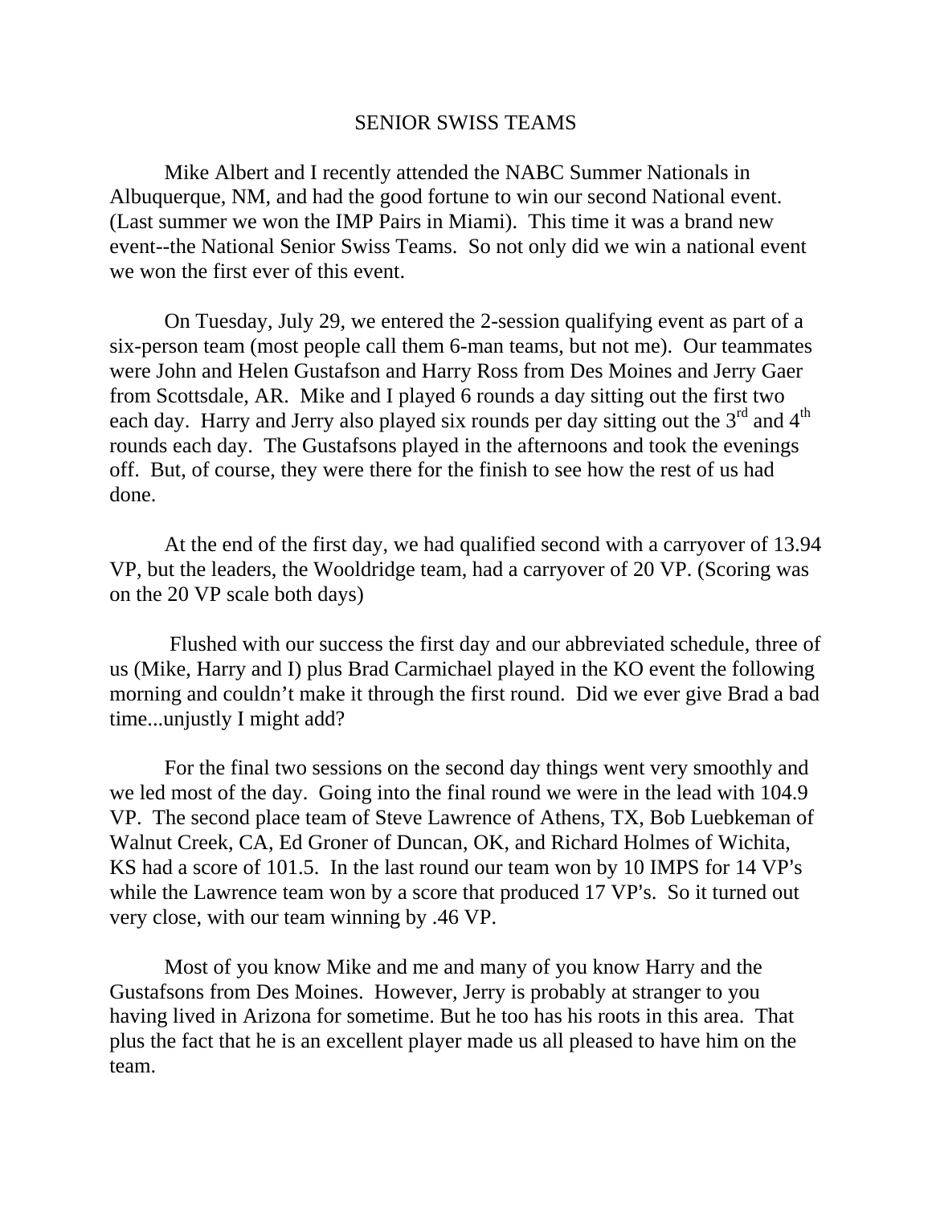# SENIOR SWISS TEAMS

Mike Albert and I recently attended the NABC Summer Nationals in Albuquerque, NM, and had the good fortune to win our second National event. (Last summer we won the IMP Pairs in Miami). This time it was a brand new event--the National Senior Swiss Teams. So not only did we win a national event we won the first ever of this event.

On Tuesday, July 29, we entered the 2-session qualifying event as part of a six-person team (most people call them 6-man teams, but not me). Our teammates were John and Helen Gustafson and Harry Ross from Des Moines and Jerry Gaer from Scottsdale, AR. Mike and I played 6 rounds a day sitting out the first two each day. Harry and Jerry also played six rounds per day sitting out the 3rd and 4th rounds each day. The Gustafsons played in the afternoons and took the evenings off. But, of course, they were there for the finish to see how the rest of us had done.

At the end of the first day, we had qualified second with a carryover of 13.94 VP, but the leaders, the Wooldridge team, had a carryover of 20 VP. (Scoring was on the 20 VP scale both days)

Flushed with our success the first day and our abbreviated schedule, three of us (Mike, Harry and I) plus Brad Carmichael played in the KO event the following morning and couldn't make it through the first round. Did we ever give Brad a bad time...unjustly I might add?

For the final two sessions on the second day things went very smoothly and we led most of the day. Going into the final round we were in the lead with 104.9 VP. The second place team of Steve Lawrence of Athens, TX, Bob Luebkeman of Walnut Creek, CA, Ed Groner of Duncan, OK, and Richard Holmes of Wichita, KS had a score of 101.5. In the last round our team won by 10 IMPS for 14 VP's while the Lawrence team won by a score that produced 17 VP's. So it turned out very close, with our team winning by .46 VP.

Most of you know Mike and me and many of you know Harry and the Gustafsons from Des Moines. However, Jerry is probably at stranger to you having lived in Arizona for sometime. But he too has his roots in this area. That plus the fact that he is an excellent player made us all pleased to have him on the team.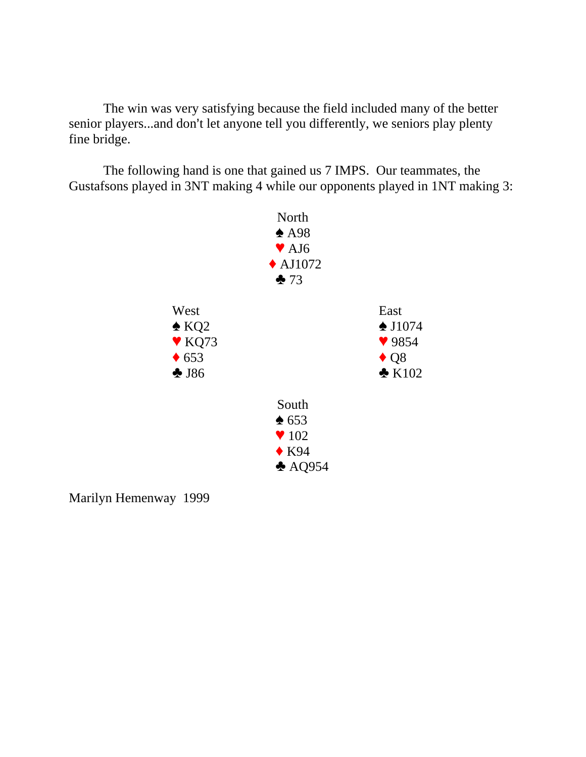The win was very satisfying because the field included many of the better senior players...and don't let anyone tell you differently, we seniors play plenty fine bridge.

The following hand is one that gained us 7 IMPS. Our teammates, the Gustafsons played in 3NT making 4 while our opponents played in 1NT making 3:

North
♠ A98
♥ AJ6
♦ AJ1072
♣ 73

West
♠ KQ2
♥ KQ73
♦ 653
♣ J86

East
♠ J1074
♥ 9854
♦ Q8
♣ K102

South
♠ 653
♥ 102
♦ K94
♣ AQ954

Marilyn Hemenway 1999